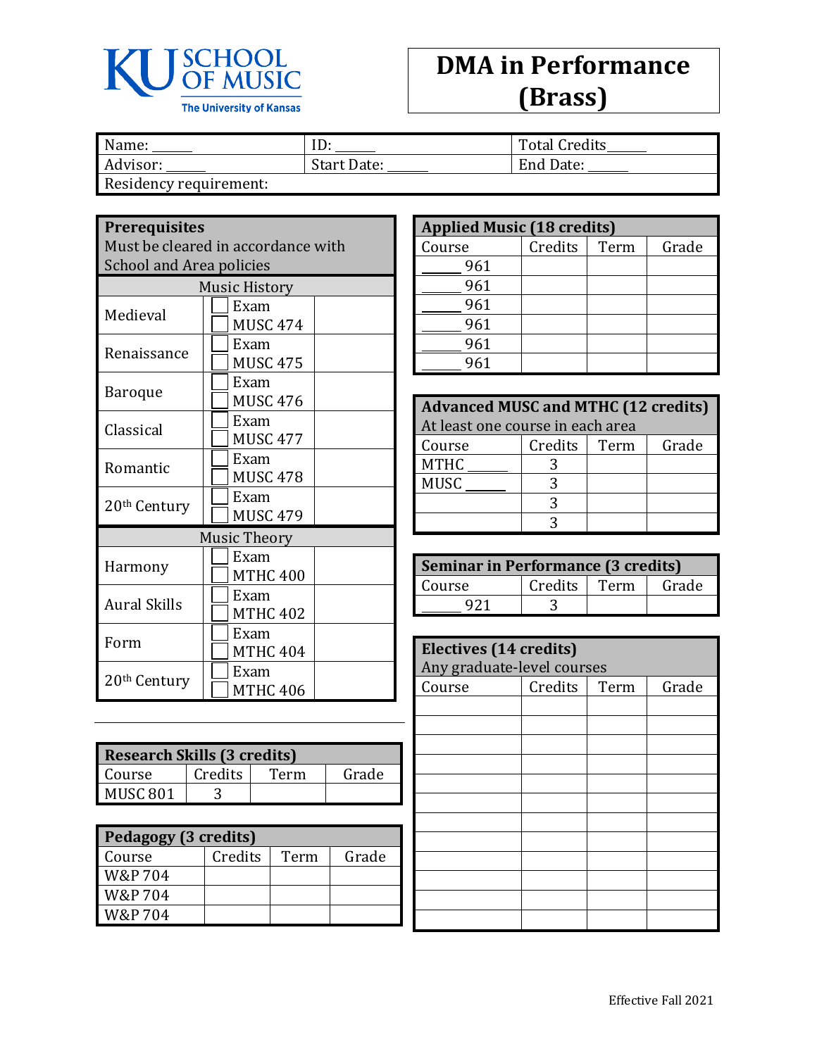KU SCHOOL OF MUSIC
The University of Kansas

# DMA in Performance (Brass)

| Name: ______ | ID: ______ | Total Credits ______ |
|---|---|---|
| Advisor: ______ | Start Date: ______ | End Date: ______ |
| Residency requirement: | | |

## Prerequisites

Must be cleared in accordance with School and Area policies

| Music History | | |
|---|---|---|
| Medieval | ☐ Exam<br>☐ MUSC 474 | |
| Renaissance | ☐ Exam<br>☐ MUSC 475 | |
| Baroque | ☐ Exam<br>☐ MUSC 476 | |
| Classical | ☐ Exam<br>☐ MUSC 477 | |
| Romantic | ☐ Exam<br>☐ MUSC 478 | |
| 20th Century | ☐ Exam<br>☐ MUSC 479 | |

| Music Theory | | |
|---|---|---|
| Harmony | ☐ Exam<br>☐ MTHC 400 | |
| Aural Skills | ☐ Exam<br>☐ MTHC 402 | |
| Form | ☐ Exam<br>☐ MTHC 404 | |
| 20th Century | ☐ Exam<br>☐ MTHC 406 | |

## Research Skills (3 credits)

| Course | Credits | Term | Grade |
|---|---|---|---|
| MUSC 801 | 3 | | |

## Pedagogy (3 credits)

| Course | Credits | Term | Grade |
|---|---|---|---|
| W&P 704 | | | |
| W&P 704 | | | |
| W&P 704 | | | |

## Applied Music (18 credits)

| Course | Credits | Term | Grade |
|---|---|---|---|
| _____ 961 | | | |
| _____ 961 | | | |
| _____ 961 | | | |
| _____ 961 | | | |
| _____ 961 | | | |
| _____ 961 | | | |

## Advanced MUSC and MTHC (12 credits)

At least one course in each area

| Course | Credits | Term | Grade |
|---|---|---|---|
| MTHC _____ | 3 | | |
| MUSC _____ | 3 | | |
| | 3 | | |
| | 3 | | |

## Seminar in Performance (3 credits)

| Course | Credits | Term | Grade |
|---|---|---|---|
| _____ 921 | 3 | | |

## Electives (14 credits)

Any graduate-level courses

| Course | Credits | Term | Grade |
|---|---|---|---|
| | | | |
| | | | |
| | | | |
| | | | |
| | | | |
| | | | |
| | | | |
| | | | |
| | | | |
| | | | |
| | | | |
| | | | |

Effective Fall 2021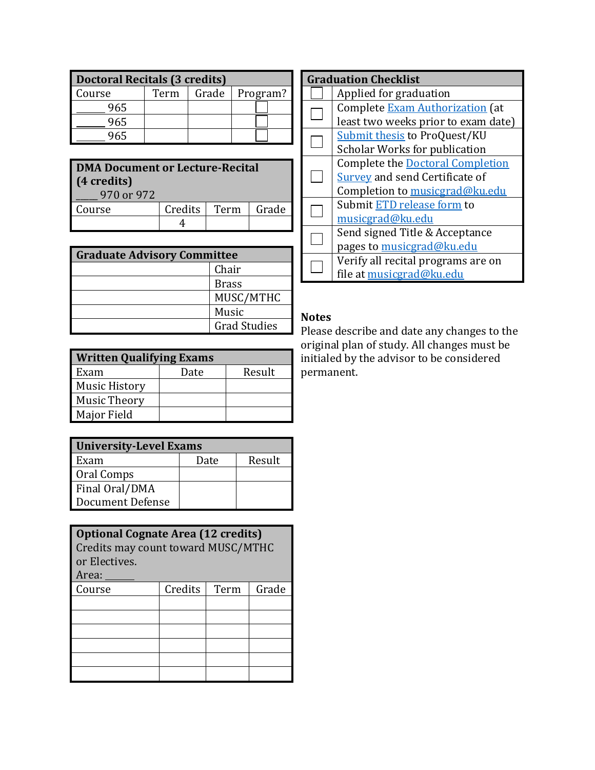| Doctoral Recitals (3 credits) | | | |
|---|---|---|---|
| Course | Term | Grade | Program? |
| _____ 965 | | | ☐ |
| _____ 965 | | | ☐ |
| _____ 965 | | | ☐ |

| DMA Document or Lecture-Recital (4 credits) ____ 970 or 972 | | | |
|---|---|---|---|
| Course | Credits | Term | Grade |
| | 4 | | |

| Graduate Advisory Committee | |
|---|---|
| | Chair |
| | Brass |
| | MUSC/MTHC |
| | Music |
| | Grad Studies |

| Written Qualifying Exams | | |
|---|---|---|
| Exam | Date | Result |
| Music History | | |
| Music Theory | | |
| Major Field | | |

| University-Level Exams | | |
|---|---|---|
| Exam | Date | Result |
| Oral Comps | | |
| Final Oral/DMA Document Defense | | |

| Optional Cognate Area (12 credits) Credits may count toward MUSC/MTHC or Electives. Area: ______ | | | |
|---|---|---|---|
| Course | Credits | Term | Grade |
| | | | |
| | | | |
| | | | |
| | | | |
| | | | |
| | | | |

| Graduation Checklist | |
|---|---|
| ☐ | Applied for graduation |
| ☐ | Complete Exam Authorization (at least two weeks prior to exam date) |
| ☐ | Submit thesis to ProQuest/KU Scholar Works for publication |
| ☐ | Complete the Doctoral Completion Survey and send Certificate of Completion to musicgrad@ku.edu |
| ☐ | Submit ETD release form to musicgrad@ku.edu |
| ☐ | Send signed Title & Acceptance pages to musicgrad@ku.edu |
| ☐ | Verify all recital programs are on file at musicgrad@ku.edu |

**Notes**

Please describe and date any changes to the original plan of study. All changes must be initialed by the advisor to be considered permanent.